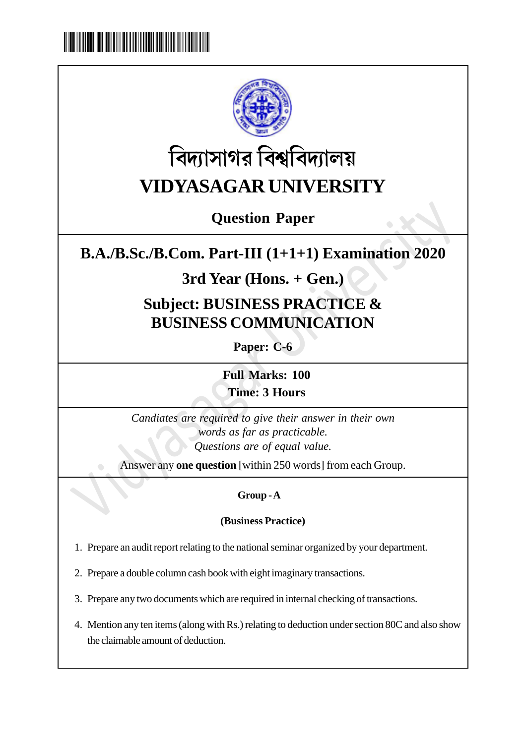# বিদ্যাসাগর বিশ্ববিদ্যালয়

# VIDYASAGAR UNIVERSITY

## Question Paper

## B.A./B.Sc./B.Com. Part-III (1+1+1) Examination 2020

## 3rd Year (Hons. + Gen.)

## Subject: BUSINESS PRACTICE & BUSINESS COMMUNICATION

**Paper: C-6**

**Full Marks: 100**

**Time: 3 Hours**

*Candiates are required to give their answer in their own words as far as practicable.*

*Questions are of equal value.*

Answer any **one question** [within 250 words] from each Group.

### Group - A

### (Business Practice)

1. Prepare an audit report relating to the national seminar organized by your department.
2. Prepare a double column cash book with eight imaginary transactions.
3. Prepare any two documents which are required in internal checking of transactions.
4. Mention any ten items (along with Rs.) relating to deduction under section 80C and also show the claimable amount of deduction.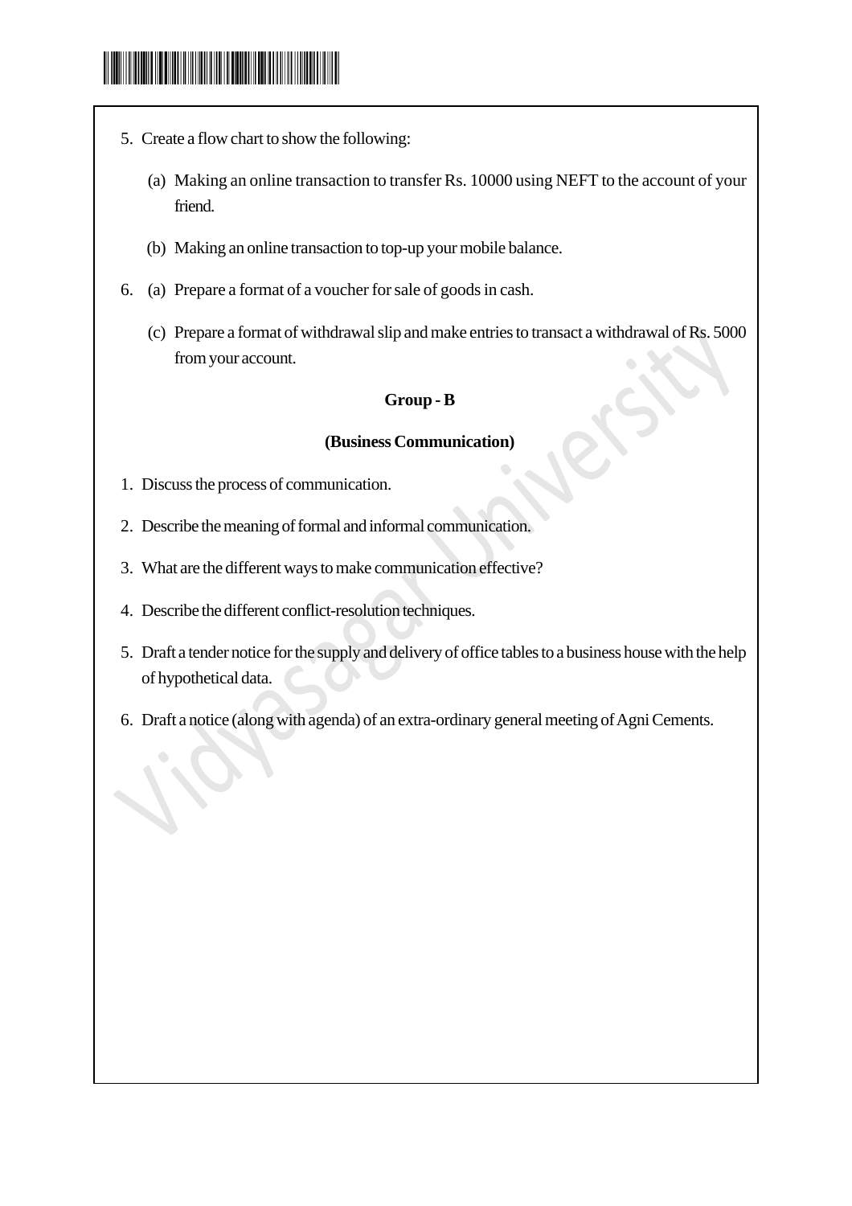5. Create a flow chart to show the following:

   (a) Making an online transaction to transfer Rs. 10000 using NEFT to the account of your friend.

   (b) Making an online transaction to top-up your mobile balance.

6. (a) Prepare a format of a voucher for sale of goods in cash.

   (c) Prepare a format of withdrawal slip and make entries to transact a withdrawal of Rs. 5000 from your account.

**Group - B**

**(Business Communication)**

1. Discuss the process of communication.
2. Describe the meaning of formal and informal communication.
3. What are the different ways to make communication effective?
4. Describe the different conflict-resolution techniques.
5. Draft a tender notice for the supply and delivery of office tables to a business house with the help of hypothetical data.
6. Draft a notice (along with agenda) of an extra-ordinary general meeting of Agni Cements.